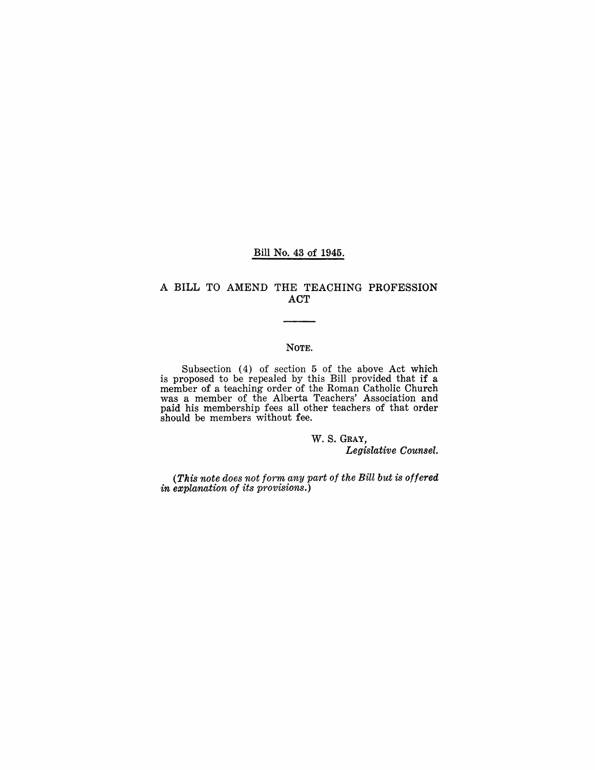Bill No. 43 of 1945.

# A BILL TO AMEND THE TEACHING PROFESSION ACT

NOTE.

Subsection (4) of section 5 of the above Act which is proposed to be repealed by this Bill provided that if a member of a teaching order of the Roman Catholic Church was a member of the Alberta Teachers' Association and paid his membership fees all other teachers of that order should be members without fee.

W. S. GRAY,
*Legislative Counsel.*

*(This note does not form any part of the Bill but is offered in explanation of its provisions.)*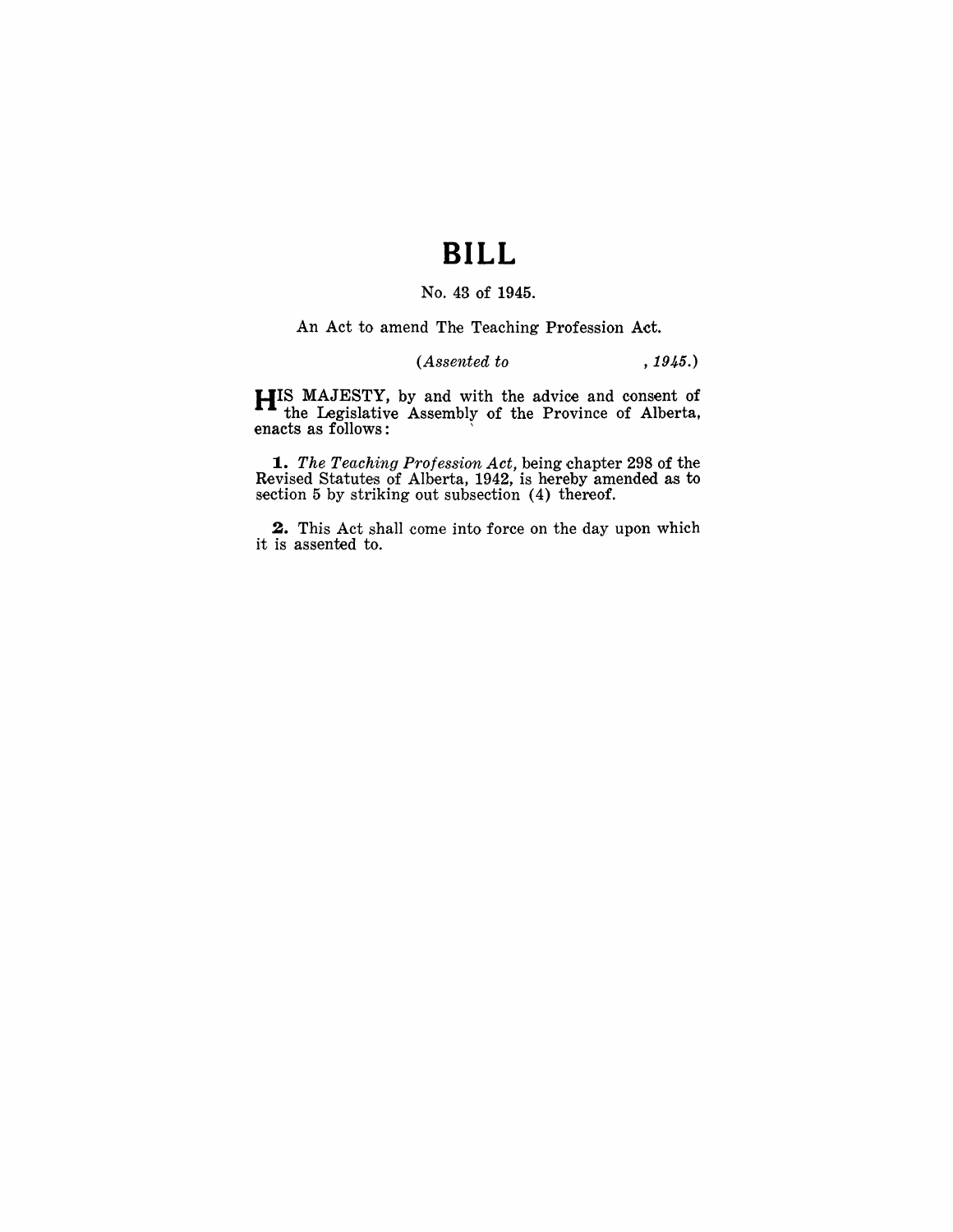# BILL

No. 43 of 1945.

An Act to amend The Teaching Profession Act.

*(Assented to , 1945.)*

HIS MAJESTY, by and with the advice and consent of the Legislative Assembly of the Province of Alberta, enacts as follows:

**1.** *The Teaching Profession Act,* being chapter 298 of the Revised Statutes of Alberta, 1942, is hereby amended as to section 5 by striking out subsection (4) thereof.

**2.** This Act shall come into force on the day upon which it is assented to.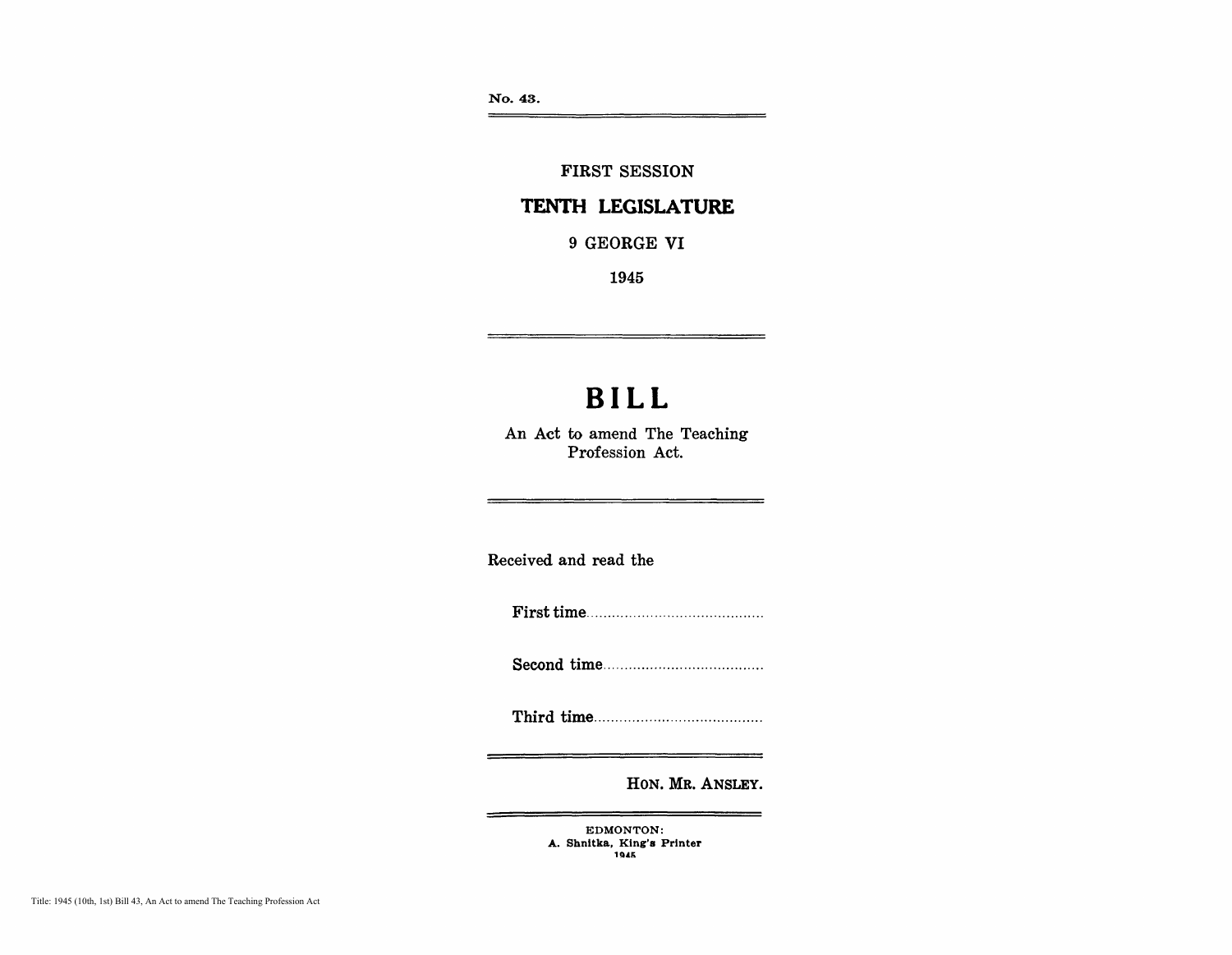No. 43.

FIRST SESSION

## TENTH LEGISLATURE

9 GEORGE VI

1945

# BILL

An Act to amend The Teaching Profession Act.

Received and read the

First time..........................................

Second time......................................

Third time........................................

HON. MR. ANSLEY.

EDMONTON:
A. Shnitka, King's Printer
1945

Title: 1945 (10th, 1st) Bill 43, An Act to amend The Teaching Profession Act